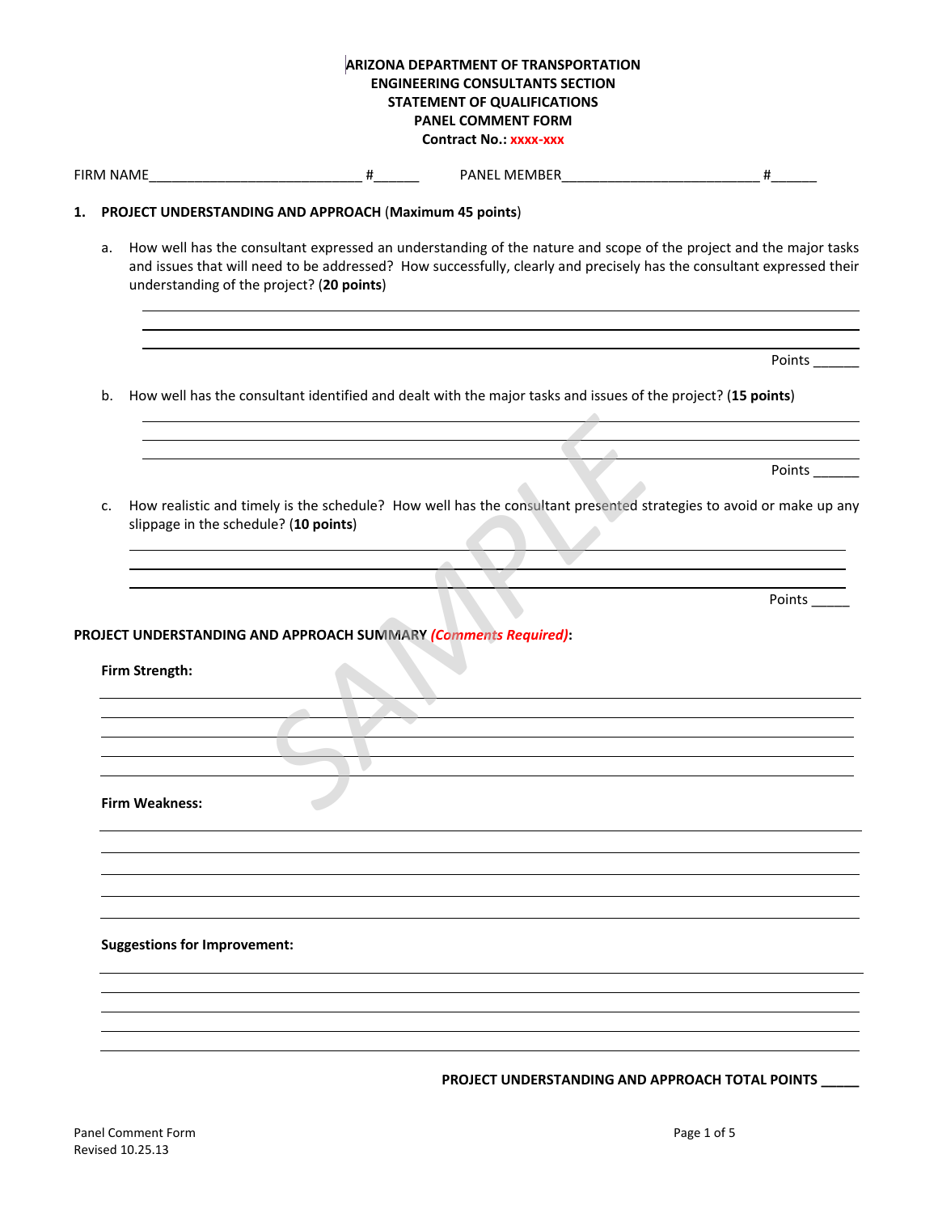**ARIZONA DEPARTMENT OF TRANSPORTATION**
**ENGINEERING CONSULTANTS SECTION**
**STATEMENT OF QUALIFICATIONS**
**PANEL COMMENT FORM**
**Contract No.: xxxx-xxx**

FIRM NAME____________________________ #______ PANEL MEMBER__________________________ #______

**1. PROJECT UNDERSTANDING AND APPROACH (Maximum 45 points)**

a. How well has the consultant expressed an understanding of the nature and scope of the project and the major tasks and issues that will need to be addressed? How successfully, clearly and precisely has the consultant expressed their understanding of the project? (**20 points**)

_______________________________________________________________________________

_______________________________________________________________________________

_______________________________________________________________________________

Points ______

b. How well has the consultant identified and dealt with the major tasks and issues of the project? (**15 points**)

_______________________________________________________________________________

_______________________________________________________________________________

_______________________________________________________________________________

Points ______

c. How realistic and timely is the schedule? How well has the consultant presented strategies to avoid or make up any slippage in the schedule? (**10 points**)

_______________________________________________________________________________

_______________________________________________________________________________

_______________________________________________________________________________

Points _____

**PROJECT UNDERSTANDING AND APPROACH SUMMARY *(Comments Required)*:**

**Firm Strength:**

_______________________________________________________________________________

_______________________________________________________________________________

_______________________________________________________________________________

_______________________________________________________________________________

_______________________________________________________________________________

**Firm Weakness:**

_______________________________________________________________________________

_______________________________________________________________________________

_______________________________________________________________________________

_______________________________________________________________________________

_______________________________________________________________________________

**Suggestions for Improvement:**

_______________________________________________________________________________

_______________________________________________________________________________

_______________________________________________________________________________

_______________________________________________________________________________

_______________________________________________________________________________

**PROJECT UNDERSTANDING AND APPROACH TOTAL POINTS _____**

Panel Comment Form
Revised 10.25.13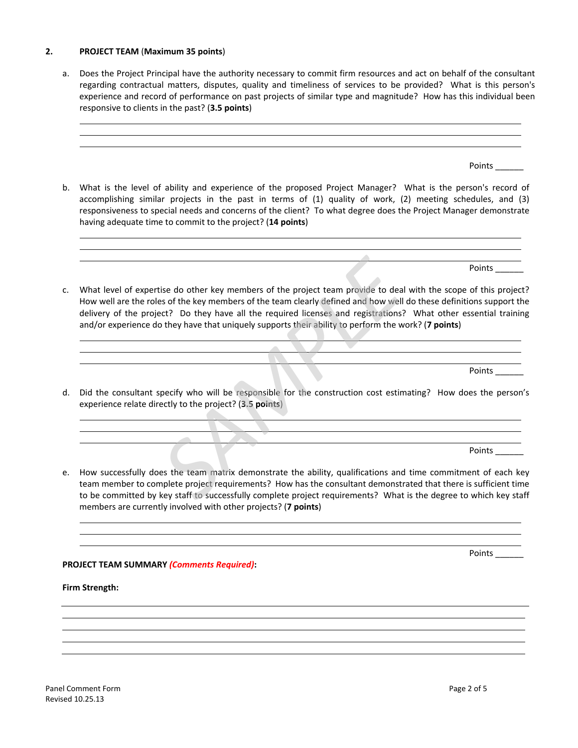## 2. PROJECT TEAM (Maximum 35 points)

a. Does the Project Principal have the authority necessary to commit firm resources and act on behalf of the consultant regarding contractual matters, disputes, quality and timeliness of services to be provided? What is this person's experience and record of performance on past projects of similar type and magnitude? How has this individual been responsive to clients in the past? (**3.5 points**)

Points ______

b. What is the level of ability and experience of the proposed Project Manager? What is the person's record of accomplishing similar projects in the past in terms of (1) quality of work, (2) meeting schedules, and (3) responsiveness to special needs and concerns of the client? To what degree does the Project Manager demonstrate having adequate time to commit to the project? (**14 points**)

Points ______

c. What level of expertise do other key members of the project team provide to deal with the scope of this project? How well are the roles of the key members of the team clearly defined and how well do these definitions support the delivery of the project? Do they have all the required licenses and registrations? What other essential training and/or experience do they have that uniquely supports their ability to perform the work? (**7 points**)

Points ______

d. Did the consultant specify who will be responsible for the construction cost estimating? How does the person's experience relate directly to the project? (**3.5 points**)

Points ______

e. How successfully does the team matrix demonstrate the ability, qualifications and time commitment of each key team member to complete project requirements? How has the consultant demonstrated that there is sufficient time to be committed by key staff to successfully complete project requirements? What is the degree to which key staff members are currently involved with other projects? (**7 points**)

Points ______

**PROJECT TEAM SUMMARY *(Comments Required)*:**

**Firm Strength:**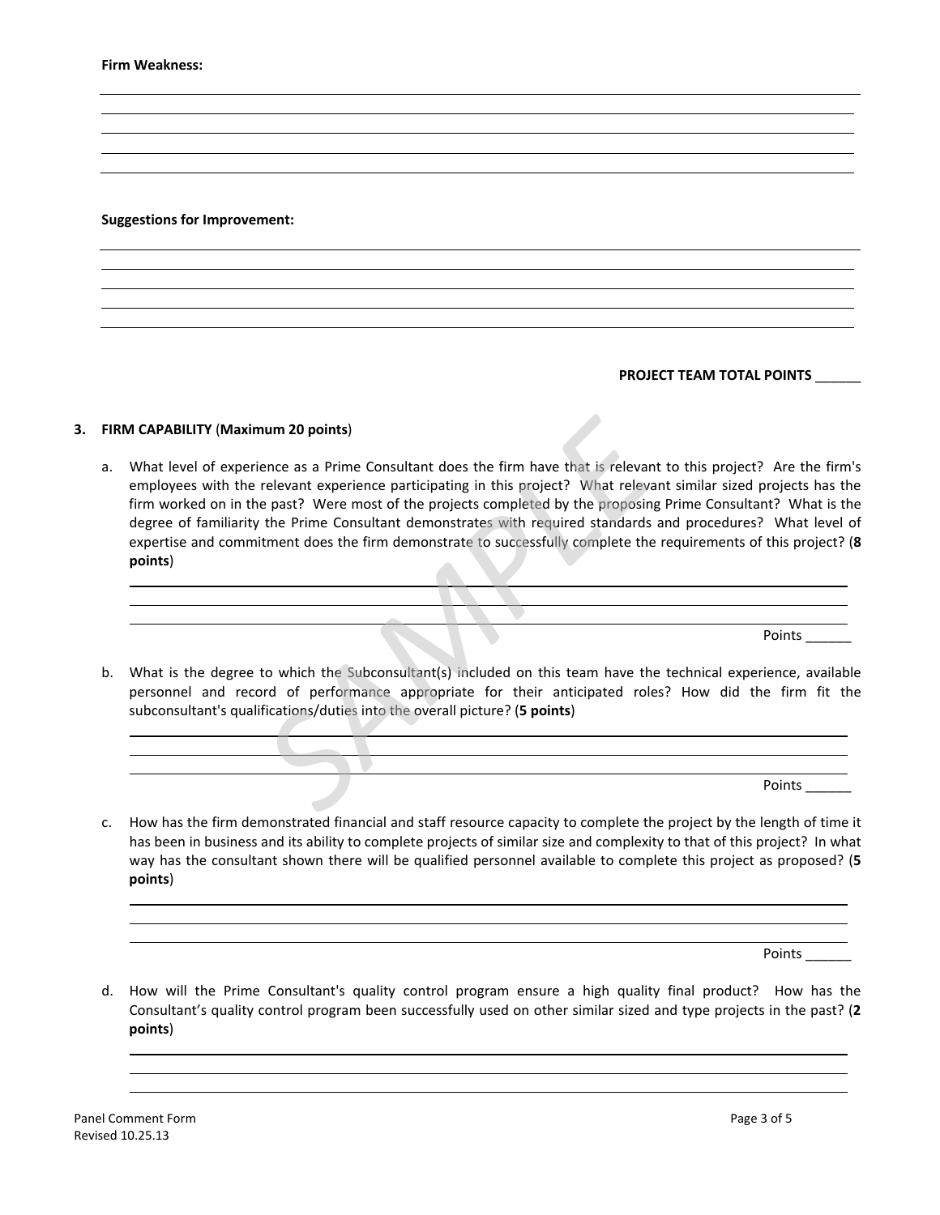**Firm Weakness:**

**Suggestions for Improvement:**

**PROJECT TEAM TOTAL POINTS** ______

**3. FIRM CAPABILITY** (**Maximum 20 points**)

a. What level of experience as a Prime Consultant does the firm have that is relevant to this project? Are the firm's employees with the relevant experience participating in this project? What relevant similar sized projects has the firm worked on in the past? Were most of the projects completed by the proposing Prime Consultant? What is the degree of familiarity the Prime Consultant demonstrates with required standards and procedures? What level of expertise and commitment does the firm demonstrate to successfully complete the requirements of this project? (**8 points**)

Points ______

b. What is the degree to which the Subconsultant(s) included on this team have the technical experience, available personnel and record of performance appropriate for their anticipated roles? How did the firm fit the subconsultant's qualifications/duties into the overall picture? (**5 points**)

Points ______

c. How has the firm demonstrated financial and staff resource capacity to complete the project by the length of time it has been in business and its ability to complete projects of similar size and complexity to that of this project? In what way has the consultant shown there will be qualified personnel available to complete this project as proposed? (**5 points**)

Points ______

d. How will the Prime Consultant's quality control program ensure a high quality final product? How has the Consultant's quality control program been successfully used on other similar sized and type projects in the past? (**2 points**)

Panel Comment Form
Revised 10.25.13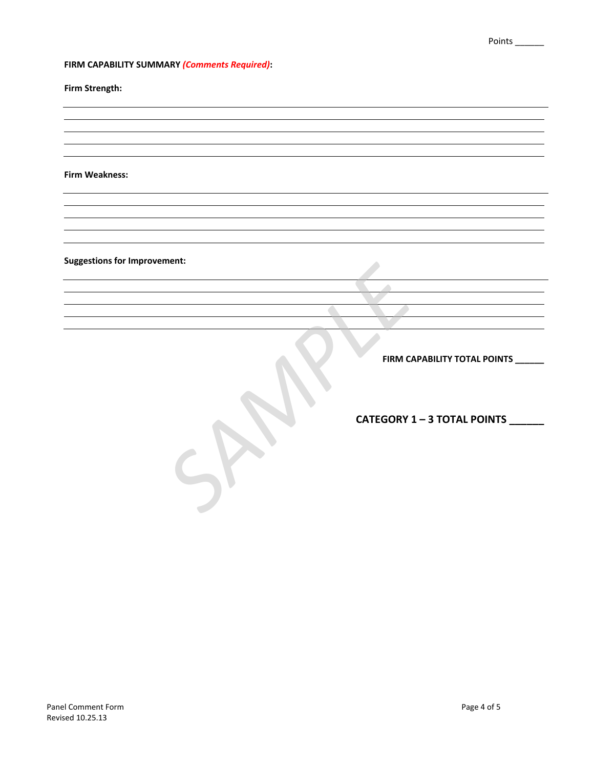Points ______

**FIRM CAPABILITY SUMMARY** ***(Comments Required)*****:**

**Firm Strength:**

______________________________________________________________________________

______________________________________________________________________________

______________________________________________________________________________

______________________________________________________________________________

______________________________________________________________________________

**Firm Weakness:**

______________________________________________________________________________

______________________________________________________________________________

______________________________________________________________________________

______________________________________________________________________________

______________________________________________________________________________

**Suggestions for Improvement:**

______________________________________________________________________________

______________________________________________________________________________

______________________________________________________________________________

______________________________________________________________________________

______________________________________________________________________________

**FIRM CAPABILITY TOTAL POINTS ______**

**CATEGORY 1 – 3 TOTAL POINTS ______**

SAMPLE

Panel Comment Form
Revised 10.25.13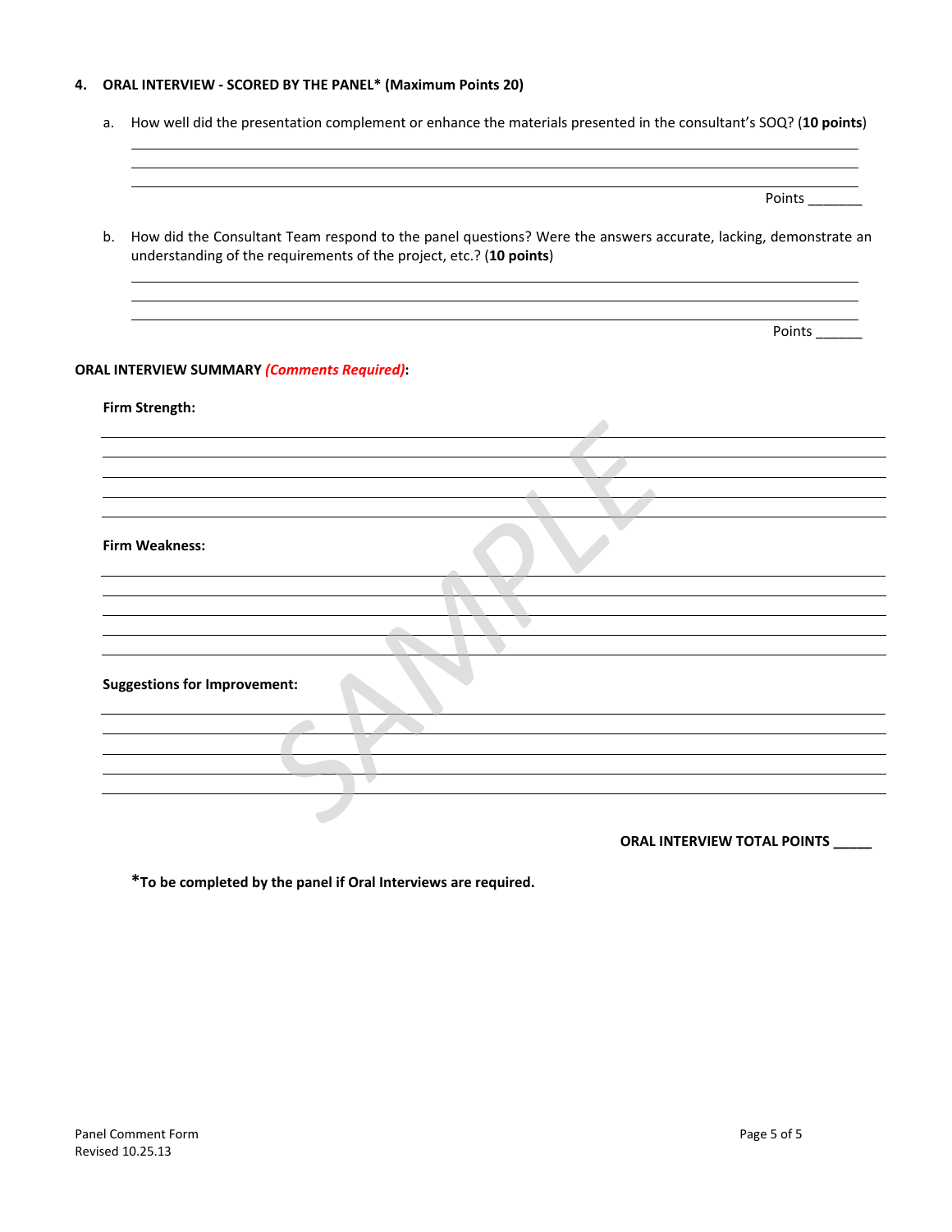**4. ORAL INTERVIEW - SCORED BY THE PANEL* (Maximum Points 20)**

a. How well did the presentation complement or enhance the materials presented in the consultant's SOQ? (**10 points**)

Points _______

b. How did the Consultant Team respond to the panel questions? Were the answers accurate, lacking, demonstrate an understanding of the requirements of the project, etc.? (**10 points**)

Points ______

**ORAL INTERVIEW SUMMARY** ***(Comments Required)*****:**

**Firm Strength:**

**Firm Weakness:**

**Suggestions for Improvement:**

**ORAL INTERVIEW TOTAL POINTS _____**

***To be completed by the panel if Oral Interviews are required.**

Panel Comment Form
Revised 10.25.13